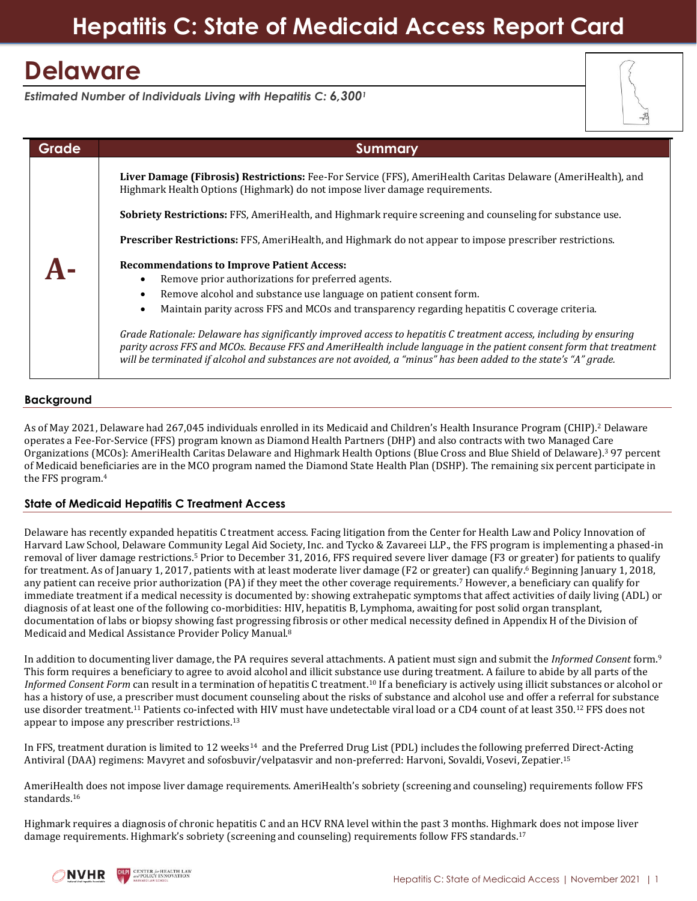# Hepatitis C: State of Medicaid Access Report Card

## Delaware

*Estimated Number of Individuals Living with Hepatitis C: **6,300**[1]*

| Grade | Summary |
| --- | --- |
| **A-** | **Liver Damage (Fibrosis) Restrictions:** Fee-For Service (FFS), AmeriHealth Caritas Delaware (AmeriHealth), and Highmark Health Options (Highmark) do not impose liver damage requirements.<br><br>**Sobriety Restrictions:** FFS, AmeriHealth, and Highmark require screening and counseling for substance use.<br><br>**Prescriber Restrictions:** FFS, AmeriHealth, and Highmark do not appear to impose prescriber restrictions.<br><br>**Recommendations to Improve Patient Access:**<br>• Remove prior authorizations for preferred agents.<br>• Remove alcohol and substance use language on patient consent form.<br>• Maintain parity across FFS and MCOs and transparency regarding hepatitis C coverage criteria.<br><br>*Grade Rationale: Delaware has significantly improved access to hepatitis C treatment access, including by ensuring parity across FFS and MCOs. Because FFS and AmeriHealth include language in the patient consent form that treatment will be terminated if alcohol and substances are not avoided, a "minus" has been added to the state's "A" grade.* |

### Background

As of May 2021, Delaware had 267,045 individuals enrolled in its Medicaid and Children's Health Insurance Program (CHIP).[2] Delaware operates a Fee-For-Service (FFS) program known as Diamond Health Partners (DHP) and also contracts with two Managed Care Organizations (MCOs): AmeriHealth Caritas Delaware and Highmark Health Options (Blue Cross and Blue Shield of Delaware).[3] 97 percent of Medicaid beneficiaries are in the MCO program named the Diamond State Health Plan (DSHP). The remaining six percent participate in the FFS program.[4]

### State of Medicaid Hepatitis C Treatment Access

Delaware has recently expanded hepatitis C treatment access. Facing litigation from the Center for Health Law and Policy Innovation of Harvard Law School, Delaware Community Legal Aid Society, Inc. and Tycko & Zavareei LLP., the FFS program is implementing a phased-in removal of liver damage restrictions.[5] Prior to December 31, 2016, FFS required severe liver damage (F3 or greater) for patients to qualify for treatment. As of January 1, 2017, patients with at least moderate liver damage (F2 or greater) can qualify.[6] Beginning January 1, 2018, any patient can receive prior authorization (PA) if they meet the other coverage requirements.[7] However, a beneficiary can qualify for immediate treatment if a medical necessity is documented by: showing extrahepatic symptoms that affect activities of daily living (ADL) or diagnosis of at least one of the following co-morbidities: HIV, hepatitis B, Lymphoma, awaiting for post solid organ transplant, documentation of labs or biopsy showing fast progressing fibrosis or other medical necessity defined in Appendix H of the Division of Medicaid and Medical Assistance Provider Policy Manual.[8]

In addition to documenting liver damage, the PA requires several attachments. A patient must sign and submit the *Informed Consent* form.[9] This form requires a beneficiary to agree to avoid alcohol and illicit substance use during treatment. A failure to abide by all parts of the *Informed Consent Form* can result in a termination of hepatitis C treatment.[10] If a beneficiary is actively using illicit substances or alcohol or has a history of use, a prescriber must document counseling about the risks of substance and alcohol use and offer a referral for substance use disorder treatment.[11] Patients co-infected with HIV must have undetectable viral load or a CD4 count of at least 350.[12] FFS does not appear to impose any prescriber restrictions.[13]

In FFS, treatment duration is limited to 12 weeks[14] and the Preferred Drug List (PDL) includes the following preferred Direct-Acting Antiviral (DAA) regimens: Mavyret and sofosbuvir/velpatasvir and non-preferred: Harvoni, Sovaldi, Vosevi, Zepatier.[15]

AmeriHealth does not impose liver damage requirements. AmeriHealth's sobriety (screening and counseling) requirements follow FFS standards.[16]

Highmark requires a diagnosis of chronic hepatitis C and an HCV RNA level within the past 3 months. Highmark does not impose liver damage requirements. Highmark's sobriety (screening and counseling) requirements follow FFS standards.[17]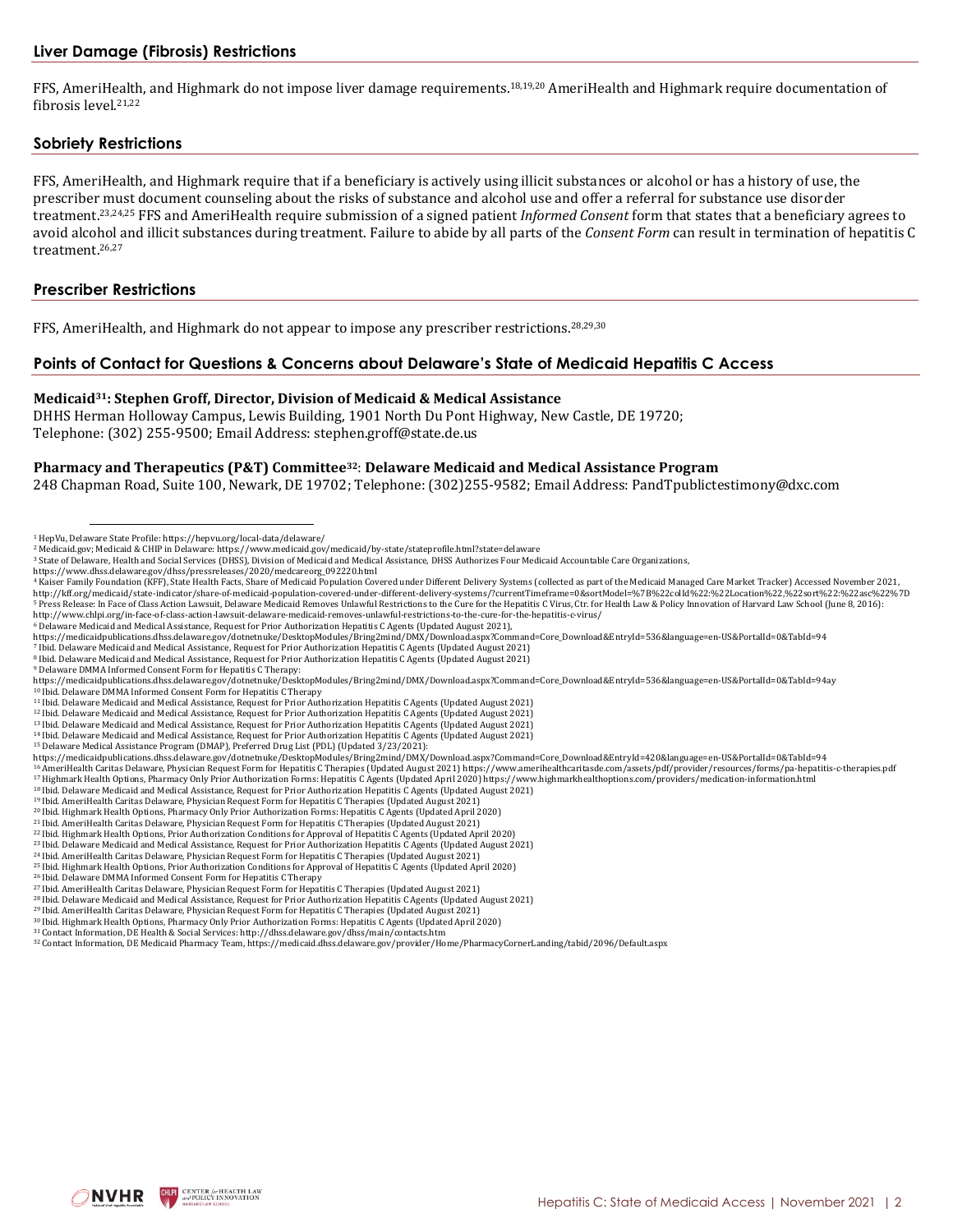## Liver Damage (Fibrosis) Restrictions

FFS, AmeriHealth, and Highmark do not impose liver damage requirements.[18,19,20] AmeriHealth and Highmark require documentation of fibrosis level.[21,22]

## Sobriety Restrictions

FFS, AmeriHealth, and Highmark require that if a beneficiary is actively using illicit substances or alcohol or has a history of use, the prescriber must document counseling about the risks of substance and alcohol use and offer a referral for substance use disorder treatment.[23,24,25] FFS and AmeriHealth require submission of a signed patient *Informed Consent* form that states that a beneficiary agrees to avoid alcohol and illicit substances during treatment. Failure to abide by all parts of the *Consent Form* can result in termination of hepatitis C treatment.[26,27]

## Prescriber Restrictions

FFS, AmeriHealth, and Highmark do not appear to impose any prescriber restrictions.[28,29,30]

## Points of Contact for Questions & Concerns about Delaware's State of Medicaid Hepatitis C Access

**Medicaid[31]: Stephen Groff, Director, Division of Medicaid & Medical Assistance**
DHHS Herman Holloway Campus, Lewis Building, 1901 North Du Pont Highway, New Castle, DE 19720;
Telephone: (302) 255-9500; Email Address: stephen.groff@state.de.us

**Pharmacy and Therapeutics (P&T) Committee[32]: Delaware Medicaid and Medical Assistance Program**
248 Chapman Road, Suite 100, Newark, DE 19702; Telephone: (302)255-9582; Email Address: PandTpublictestimony@dxc.com

---

[1] HepVu, Delaware State Profile: https://hepvu.org/local-data/delaware/
[2] Medicaid.gov; Medicaid & CHIP in Delaware: https://www.medicaid.gov/medicaid/by-state/stateprofile.html?state=delaware
[3] State of Delaware, Health and Social Services (DHSS), Division of Medicaid and Medical Assistance, DHSS Authorizes Four Medicaid Accountable Care Organizations, https://www.dhss.delaware.gov/dhss/pressreleases/2020/medcareorg_092220.html
[4] Kaiser Family Foundation (KFF), State Health Facts, Share of Medicaid Population Covered under Different Delivery Systems (collected as part of the Medicaid Managed Care Market Tracker) Accessed November 2021, http://kff.org/medicaid/state-indicator/share-of-medicaid-population-covered-under-different-delivery-systems/?currentTimeframe=0&sortModel=%7B%22colId%22:%22Location%22,%22sort%22:%22asc%22%7D
[5] Press Release: In Face of Class Action Lawsuit, Delaware Medicaid Removes Unlawful Restrictions to the Cure for the Hepatitis C Virus, Ctr. for Health Law & Policy Innovation of Harvard Law School (June 8, 2016): http://www.chlpi.org/in-face-of-class-action-lawsuit-delaware-medicaid-removes-unlawful-restrictions-to-the-cure-for-the-hepatitis-c-virus/
[6] Delaware Medicaid and Medical Assistance, Request for Prior Authorization Hepatitis C Agents (Updated August 2021), https://medicaidpublications.dhss.delaware.gov/dotnetnuke/DesktopModules/Bring2mind/DMX/Download.aspx?Command=Core_Download&EntryId=536&language=en-US&PortalId=0&TabId=94
[7] Ibid. Delaware Medicaid and Medical Assistance, Request for Prior Authorization Hepatitis C Agents (Updated August 2021)
[8] Ibid. Delaware Medicaid and Medical Assistance, Request for Prior Authorization Hepatitis C Agents (Updated August 2021)
[9] Delaware DMMA Informed Consent Form for Hepatitis C Therapy: https://medicaidpublications.dhss.delaware.gov/dotnetnuke/DesktopModules/Bring2mind/DMX/Download.aspx?Command=Core_Download&EntryId=536&language=en-US&PortalId=0&TabId=94ay
[10] Ibid. Delaware DMMA Informed Consent Form for Hepatitis C Therapy
[11] Ibid. Delaware Medicaid and Medical Assistance, Request for Prior Authorization Hepatitis C Agents (Updated August 2021)
[12] Ibid. Delaware Medicaid and Medical Assistance, Request for Prior Authorization Hepatitis C Agents (Updated August 2021)
[13] Ibid. Delaware Medicaid and Medical Assistance, Request for Prior Authorization Hepatitis C Agents (Updated August 2021)
[14] Ibid. Delaware Medicaid and Medical Assistance, Request for Prior Authorization Hepatitis C Agents (Updated August 2021)
[15] Delaware Medical Assistance Program (DMAP), Preferred Drug List (PDL) (Updated 3/23/2021): https://medicaidpublications.dhss.delaware.gov/dotnetnuke/DesktopModules/Bring2mind/DMX/Download.aspx?Command=Core_Download&EntryId=420&language=en-US&PortalId=0&TabId=94
[16] AmeriHealth Caritas Delaware, Physician Request Form for Hepatitis C Therapies (Updated August 2021) https://www.amerihealthcaritasde.com/assets/pdf/provider/resources/forms/pa-hepatitis-c-therapies.pdf
[17] Highmark Health Options, Pharmacy Only Prior Authorization Forms: Hepatitis C Agents (Updated April 2020) https://www.highmarkhealthoptions.com/providers/medication-information.html
[18] Ibid. Delaware Medicaid and Medical Assistance, Request for Prior Authorization Hepatitis C Agents (Updated August 2021)
[19] Ibid. AmeriHealth Caritas Delaware, Physician Request Form for Hepatitis C Therapies (Updated August 2021)
[20] Ibid. Highmark Health Options, Pharmacy Only Prior Authorization Forms: Hepatitis C Agents (Updated April 2020)
[21] Ibid. AmeriHealth Caritas Delaware, Physician Request Form for Hepatitis C Therapies (Updated August 2021)
[22] Ibid. Highmark Health Options, Prior Authorization Conditions for Approval of Hepatitis C Agents (Updated April 2020)
[23] Ibid. Delaware Medicaid and Medical Assistance, Request for Prior Authorization Hepatitis C Agents (Updated August 2021)
[24] Ibid. AmeriHealth Caritas Delaware, Physician Request Form for Hepatitis C Therapies (Updated August 2021)
[25] Ibid. Highmark Health Options, Prior Authorization Conditions for Approval of Hepatitis C Agents (Updated April 2020)
[26] Ibid. Delaware DMMA Informed Consent Form for Hepatitis C Therapy
[27] Ibid. AmeriHealth Caritas Delaware, Physician Request Form for Hepatitis C Therapies (Updated August 2021)
[28] Ibid. Delaware Medicaid and Medical Assistance, Request for Prior Authorization Hepatitis C Agents (Updated August 2021)
[29] Ibid. AmeriHealth Caritas Delaware, Physician Request Form for Hepatitis C Therapies (Updated August 2021)
[30] Ibid. Highmark Health Options, Pharmacy Only Prior Authorization Forms: Hepatitis C Agents (Updated April 2020)
[31] Contact Information, DE Health & Social Services: http://dhss.delaware.gov/dhss/main/contacts.htm
[32] Contact Information, DE Medicaid Pharmacy Team, https://medicaid.dhss.delaware.gov/provider/Home/PharmacyCornerLanding/tabid/2096/Default.aspx